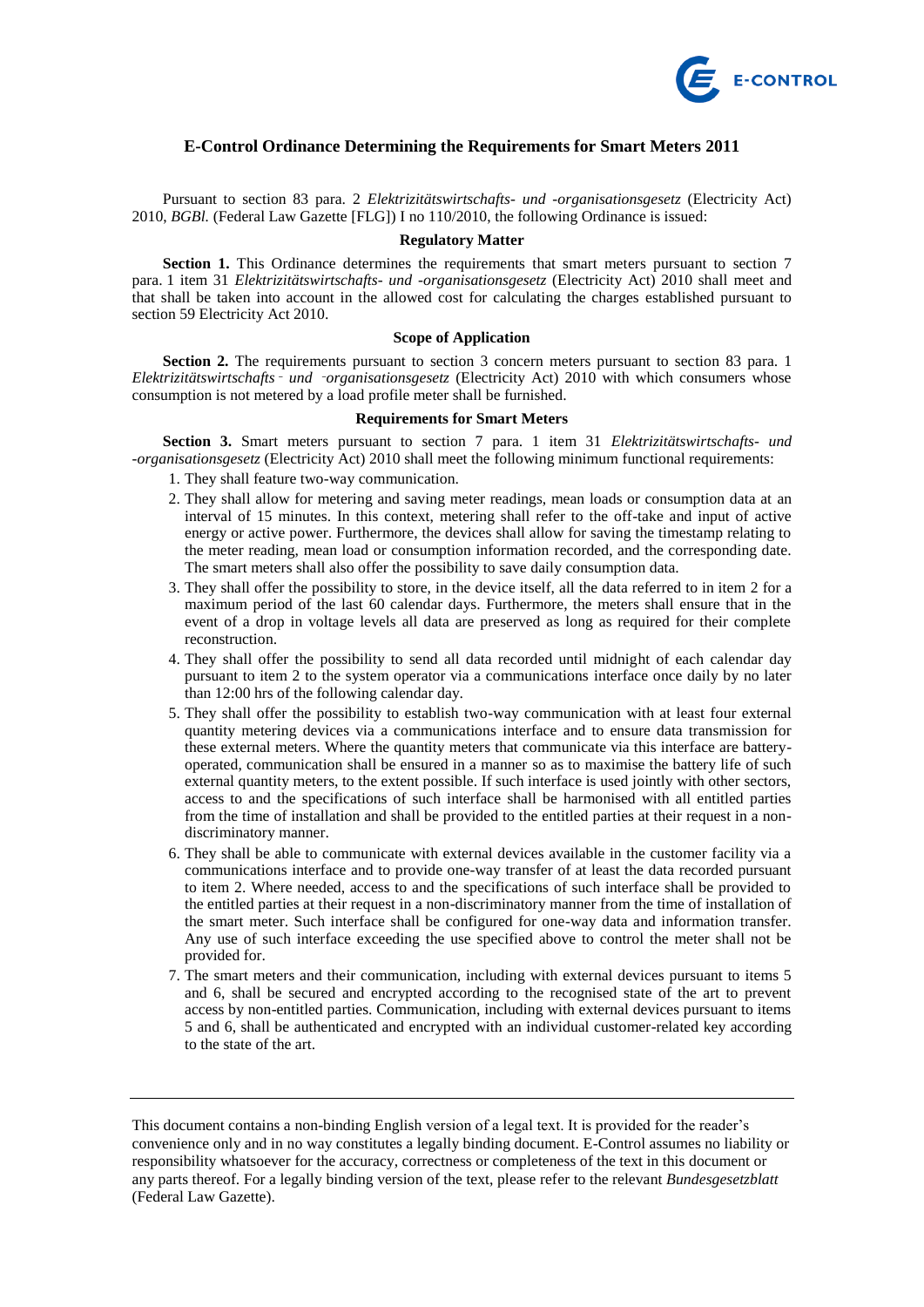# E-Control Ordinance Determining the Requirements for Smart Meters 2011

Pursuant to section 83 para. 2 *Elektrizitätswirtschafts- und -organisationsgesetz* (Electricity Act) 2010, *BGBl.* (Federal Law Gazette [FLG]) I no 110/2010, the following Ordinance is issued:

### Regulatory Matter

**Section 1.** This Ordinance determines the requirements that smart meters pursuant to section 7 para. 1 item 31 *Elektrizitätswirtschafts- und -organisationsgesetz* (Electricity Act) 2010 shall meet and that shall be taken into account in the allowed cost for calculating the charges established pursuant to section 59 Electricity Act 2010.

### Scope of Application

**Section 2.** The requirements pursuant to section 3 concern meters pursuant to section 83 para. 1 *Elektrizitätswirtschafts‐ und ‐organisationsgesetz* (Electricity Act) 2010 with which consumers whose consumption is not metered by a load profile meter shall be furnished.

### Requirements for Smart Meters

**Section 3.** Smart meters pursuant to section 7 para. 1 item 31 *Elektrizitätswirtschafts- und -organisationsgesetz* (Electricity Act) 2010 shall meet the following minimum functional requirements:

1. They shall feature two-way communication.
2. They shall allow for metering and saving meter readings, mean loads or consumption data at an interval of 15 minutes. In this context, metering shall refer to the off-take and input of active energy or active power. Furthermore, the devices shall allow for saving the timestamp relating to the meter reading, mean load or consumption information recorded, and the corresponding date. The smart meters shall also offer the possibility to save daily consumption data.
3. They shall offer the possibility to store, in the device itself, all the data referred to in item 2 for a maximum period of the last 60 calendar days. Furthermore, the meters shall ensure that in the event of a drop in voltage levels all data are preserved as long as required for their complete reconstruction.
4. They shall offer the possibility to send all data recorded until midnight of each calendar day pursuant to item 2 to the system operator via a communications interface once daily by no later than 12:00 hrs of the following calendar day.
5. They shall offer the possibility to establish two-way communication with at least four external quantity metering devices via a communications interface and to ensure data transmission for these external meters. Where the quantity meters that communicate via this interface are battery-operated, communication shall be ensured in a manner so as to maximise the battery life of such external quantity meters, to the extent possible. If such interface is used jointly with other sectors, access to and the specifications of such interface shall be harmonised with all entitled parties from the time of installation and shall be provided to the entitled parties at their request in a non-discriminatory manner.
6. They shall be able to communicate with external devices available in the customer facility via a communications interface and to provide one-way transfer of at least the data recorded pursuant to item 2. Where needed, access to and the specifications of such interface shall be provided to the entitled parties at their request in a non-discriminatory manner from the time of installation of the smart meter. Such interface shall be configured for one-way data and information transfer. Any use of such interface exceeding the use specified above to control the meter shall not be provided for.
7. The smart meters and their communication, including with external devices pursuant to items 5 and 6, shall be secured and encrypted according to the recognised state of the art to prevent access by non-entitled parties. Communication, including with external devices pursuant to items 5 and 6, shall be authenticated and encrypted with an individual customer-related key according to the state of the art.

---

This document contains a non-binding English version of a legal text. It is provided for the reader's convenience only and in no way constitutes a legally binding document. E-Control assumes no liability or responsibility whatsoever for the accuracy, correctness or completeness of the text in this document or any parts thereof. For a legally binding version of the text, please refer to the relevant *Bundesgesetzblatt* (Federal Law Gazette).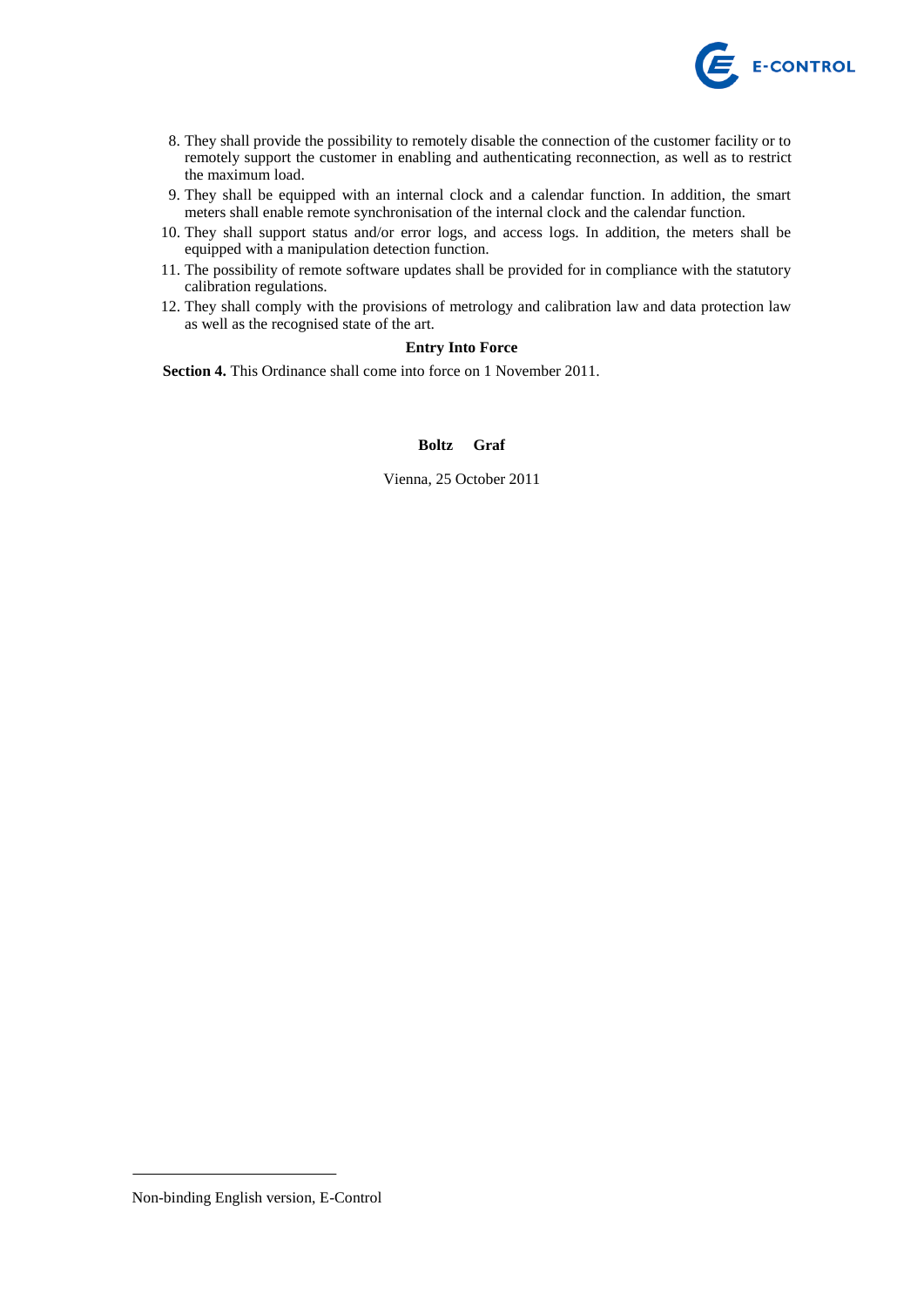8. They shall provide the possibility to remotely disable the connection of the customer facility or to remotely support the customer in enabling and authenticating reconnection, as well as to restrict the maximum load.
9. They shall be equipped with an internal clock and a calendar function. In addition, the smart meters shall enable remote synchronisation of the internal clock and the calendar function.
10. They shall support status and/or error logs, and access logs. In addition, the meters shall be equipped with a manipulation detection function.
11. The possibility of remote software updates shall be provided for in compliance with the statutory calibration regulations.
12. They shall comply with the provisions of metrology and calibration law and data protection law as well as the recognised state of the art.

**Entry Into Force**

**Section 4.** This Ordinance shall come into force on 1 November 2011.

**Boltz Graf**

Vienna, 25 October 2011

Non-binding English version, E-Control